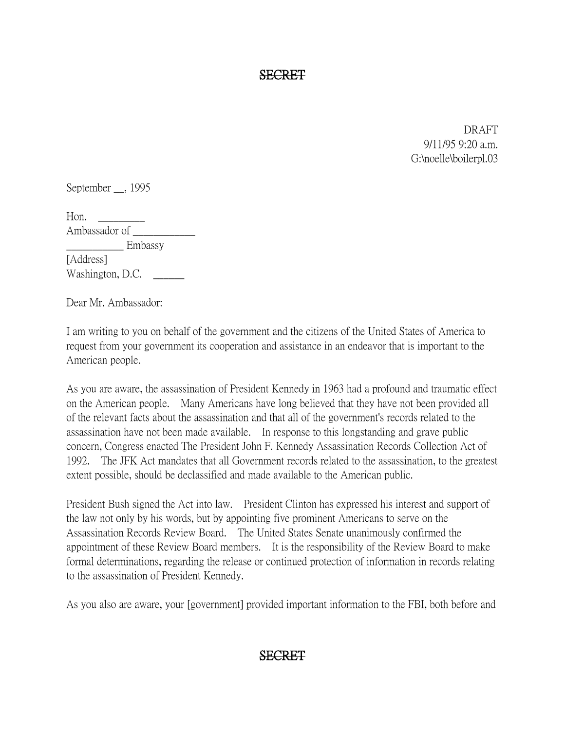~~SECRET~~

DRAFT
9/11/95 9:20 a.m.
G:\noelle\boilerpl.03

September __, 1995

Hon. _________
Ambassador of ____________
___________ Embassy
[Address]
Washington, D.C. ______

Dear Mr. Ambassador:

I am writing to you on behalf of the government and the citizens of the United States of America to request from your government its cooperation and assistance in an endeavor that is important to the American people.

As you are aware, the assassination of President Kennedy in 1963 had a profound and traumatic effect on the American people. Many Americans have long believed that they have not been provided all of the relevant facts about the assassination and that all of the government's records related to the assassination have not been made available. In response to this longstanding and grave public concern, Congress enacted The President John F. Kennedy Assassination Records Collection Act of 1992. The JFK Act mandates that all Government records related to the assassination, to the greatest extent possible, should be declassified and made available to the American public.

President Bush signed the Act into law. President Clinton has expressed his interest and support of the law not only by his words, but by appointing five prominent Americans to serve on the Assassination Records Review Board. The United States Senate unanimously confirmed the appointment of these Review Board members. It is the responsibility of the Review Board to make formal determinations, regarding the release or continued protection of information in records relating to the assassination of President Kennedy.

As you also are aware, your [government] provided important information to the FBI, both before and

~~SECRET~~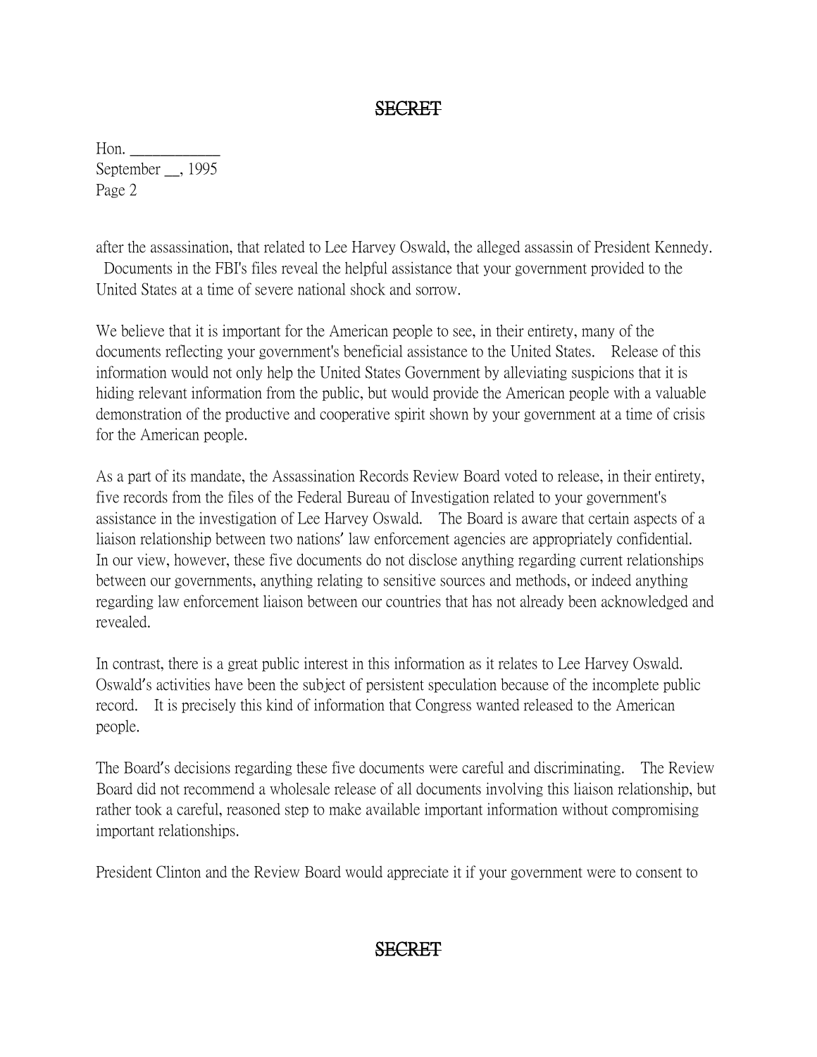SECRET

Hon. ___________
September __, 1995
Page 2

after the assassination, that related to Lee Harvey Oswald, the alleged assassin of President Kennedy. Documents in the FBI's files reveal the helpful assistance that your government provided to the United States at a time of severe national shock and sorrow.

We believe that it is important for the American people to see, in their entirety, many of the documents reflecting your government's beneficial assistance to the United States. Release of this information would not only help the United States Government by alleviating suspicions that it is hiding relevant information from the public, but would provide the American people with a valuable demonstration of the productive and cooperative spirit shown by your government at a time of crisis for the American people.

As a part of its mandate, the Assassination Records Review Board voted to release, in their entirety, five records from the files of the Federal Bureau of Investigation related to your government's assistance in the investigation of Lee Harvey Oswald. The Board is aware that certain aspects of a liaison relationship between two nations' law enforcement agencies are appropriately confidential. In our view, however, these five documents do not disclose anything regarding current relationships between our governments, anything relating to sensitive sources and methods, or indeed anything regarding law enforcement liaison between our countries that has not already been acknowledged and revealed.

In contrast, there is a great public interest in this information as it relates to Lee Harvey Oswald. Oswald's activities have been the subject of persistent speculation because of the incomplete public record. It is precisely this kind of information that Congress wanted released to the American people.

The Board's decisions regarding these five documents were careful and discriminating. The Review Board did not recommend a wholesale release of all documents involving this liaison relationship, but rather took a careful, reasoned step to make available important information without compromising important relationships.

President Clinton and the Review Board would appreciate it if your government were to consent to

SECRET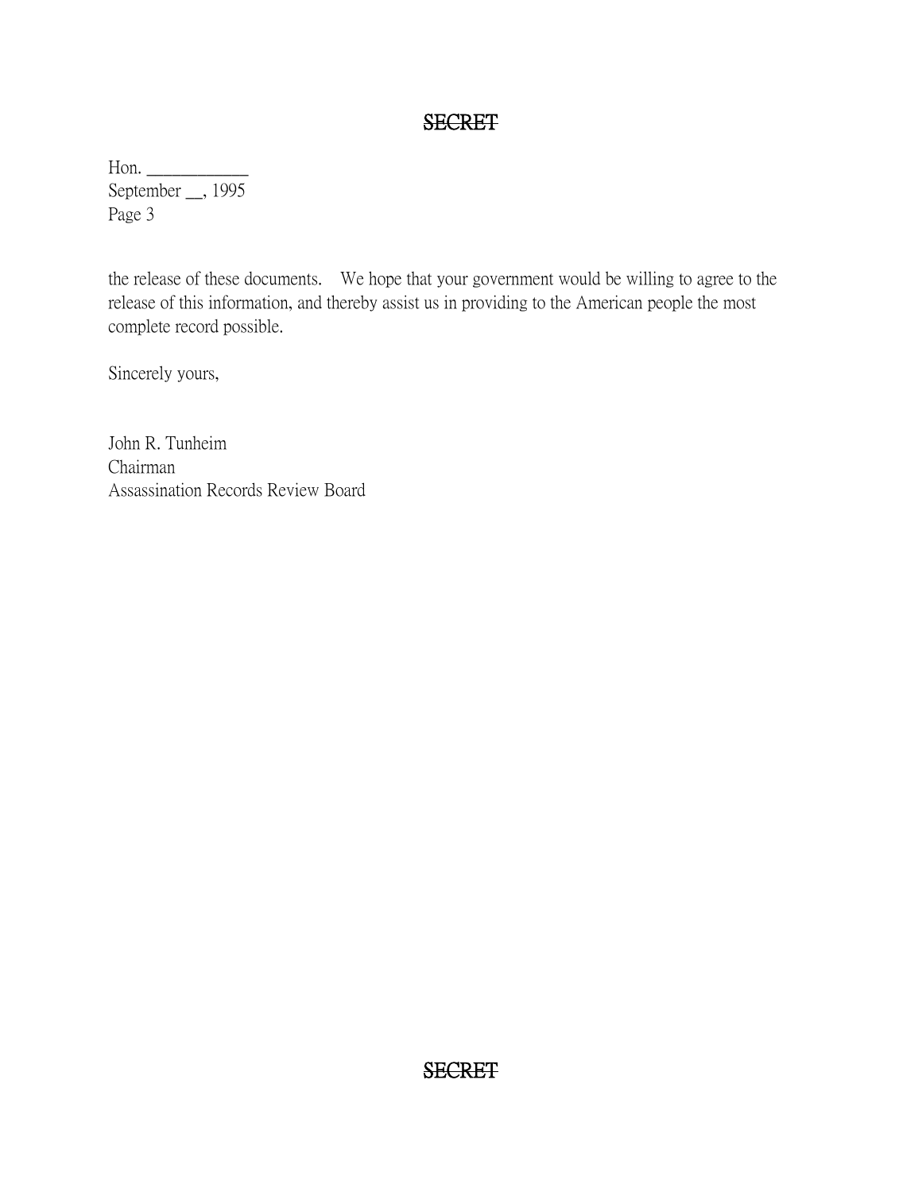SECRET

Hon. ___________
September __, 1995
Page 3

the release of these documents. We hope that your government would be willing to agree to the release of this information, and thereby assist us in providing to the American people the most complete record possible.

Sincerely yours,

John R. Tunheim
Chairman
Assassination Records Review Board

SECRET